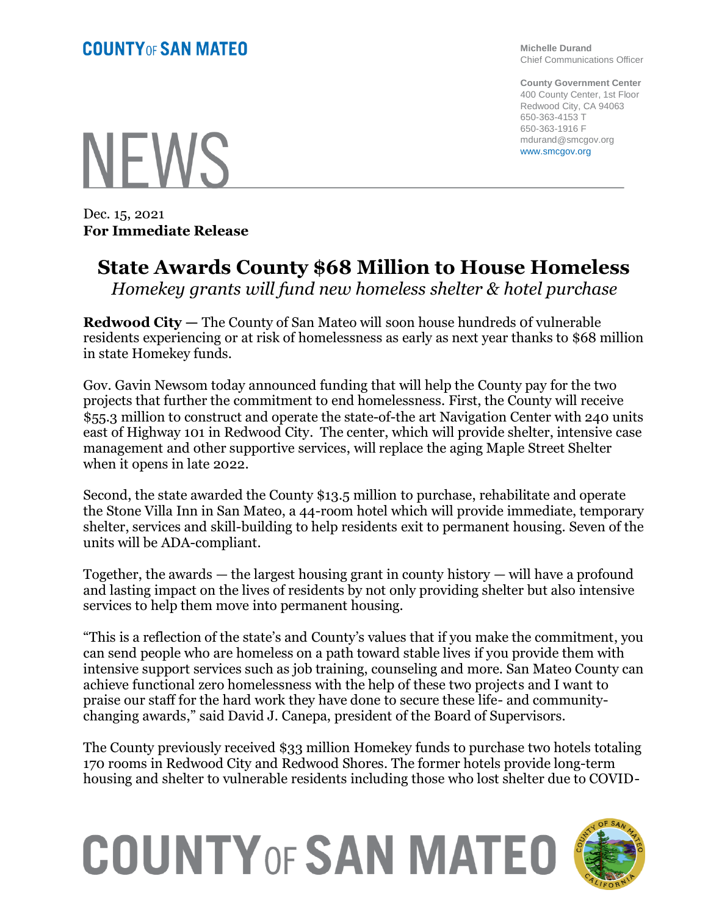**COUNTY OF SAN MATEO**

Michelle Durand
Chief Communications Officer

County Government Center
400 County Center, 1st Floor
Redwood City, CA 94063
650-363-4153 T
650-363-1916 F
mdurand@smcgov.org
www.smcgov.org

# NEWS

Dec. 15, 2021
**For Immediate Release**

# State Awards County $68 Million to House Homeless

*Homekey grants will fund new homeless shelter & hotel purchase*

**Redwood City** — The County of San Mateo will soon house hundreds of vulnerable residents experiencing or at risk of homelessness as early as next year thanks to $68 million in state Homekey funds.

Gov. Gavin Newsom today announced funding that will help the County pay for the two projects that further the commitment to end homelessness. First, the County will receive $55.3 million to construct and operate the state-of-the art Navigation Center with 240 units east of Highway 101 in Redwood City. The center, which will provide shelter, intensive case management and other supportive services, will replace the aging Maple Street Shelter when it opens in late 2022.

Second, the state awarded the County $13.5 million to purchase, rehabilitate and operate the Stone Villa Inn in San Mateo, a 44-room hotel which will provide immediate, temporary shelter, services and skill-building to help residents exit to permanent housing. Seven of the units will be ADA-compliant.

Together, the awards — the largest housing grant in county history — will have a profound and lasting impact on the lives of residents by not only providing shelter but also intensive services to help them move into permanent housing.

"This is a reflection of the state's and County's values that if you make the commitment, you can send people who are homeless on a path toward stable lives if you provide them with intensive support services such as job training, counseling and more. San Mateo County can achieve functional zero homelessness with the help of these two projects and I want to praise our staff for the hard work they have done to secure these life- and community-changing awards," said David J. Canepa, president of the Board of Supervisors.

The County previously received $33 million Homekey funds to purchase two hotels totaling 170 rooms in Redwood City and Redwood Shores. The former hotels provide long-term housing and shelter to vulnerable residents including those who lost shelter due to COVID-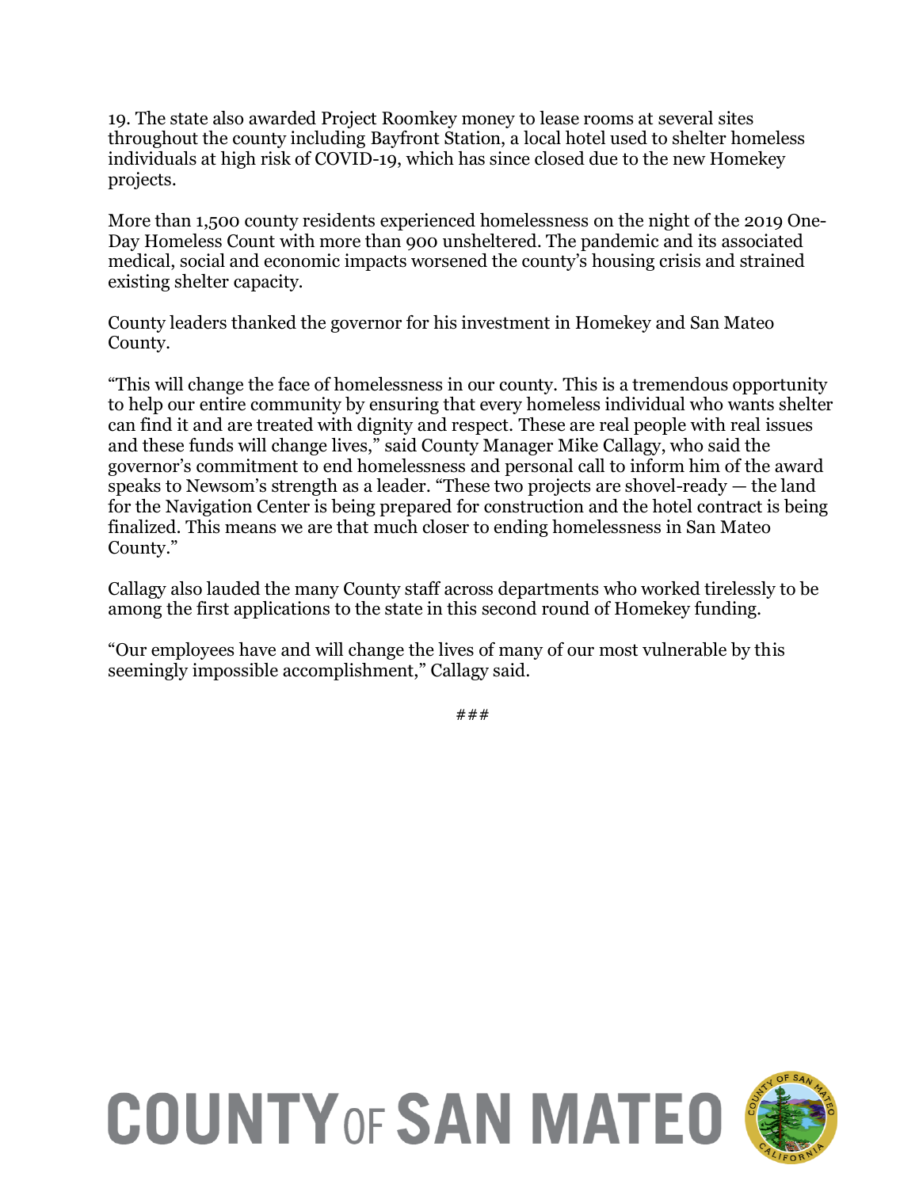19. The state also awarded Project Roomkey money to lease rooms at several sites throughout the county including Bayfront Station, a local hotel used to shelter homeless individuals at high risk of COVID-19, which has since closed due to the new Homekey projects.

More than 1,500 county residents experienced homelessness on the night of the 2019 One-Day Homeless Count with more than 900 unsheltered. The pandemic and its associated medical, social and economic impacts worsened the county's housing crisis and strained existing shelter capacity.

County leaders thanked the governor for his investment in Homekey and San Mateo County.

"This will change the face of homelessness in our county. This is a tremendous opportunity to help our entire community by ensuring that every homeless individual who wants shelter can find it and are treated with dignity and respect. These are real people with real issues and these funds will change lives," said County Manager Mike Callagy, who said the governor's commitment to end homelessness and personal call to inform him of the award speaks to Newsom's strength as a leader. "These two projects are shovel-ready — the land for the Navigation Center is being prepared for construction and the hotel contract is being finalized. This means we are that much closer to ending homelessness in San Mateo County."

Callagy also lauded the many County staff across departments who worked tirelessly to be among the first applications to the state in this second round of Homekey funding.

"Our employees have and will change the lives of many of our most vulnerable by this seemingly impossible accomplishment," Callagy said.

###

COUNTY OF SAN MATEO